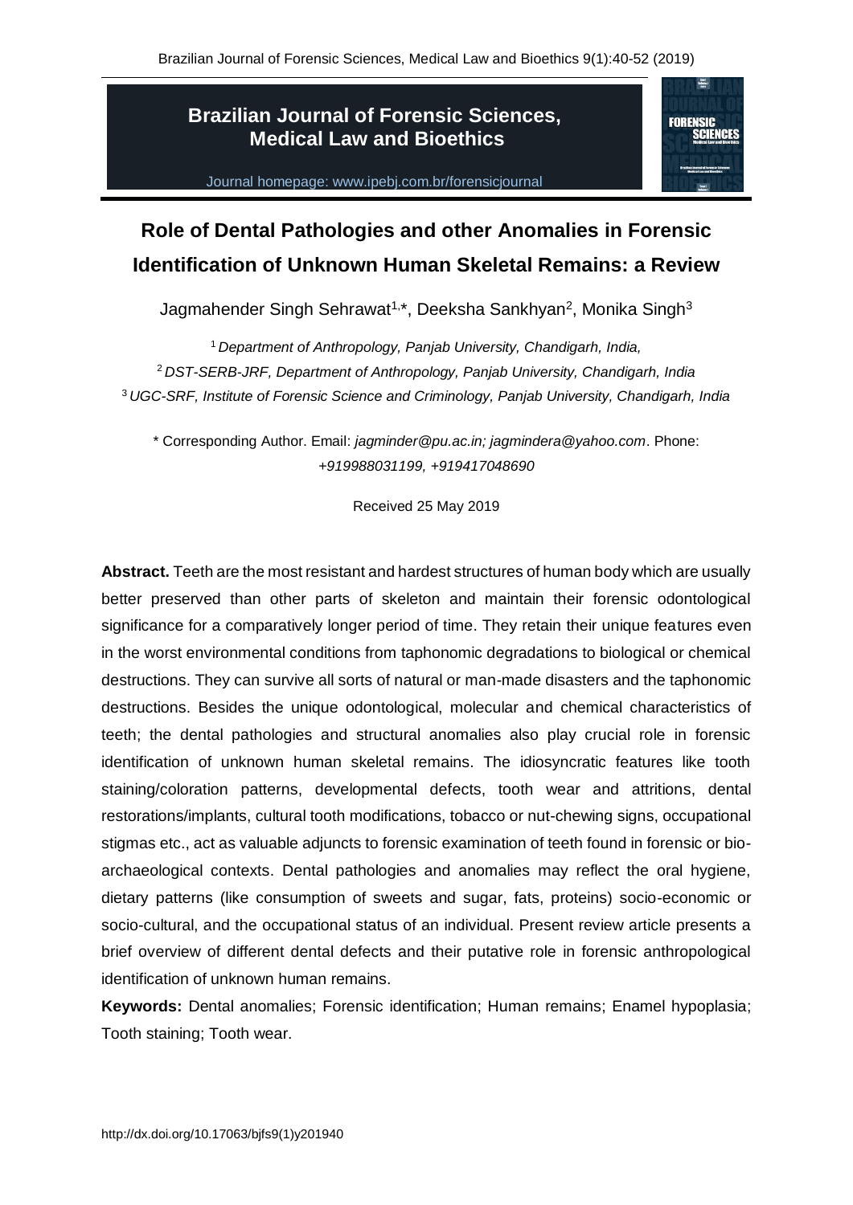# Brazilian Journal of Forensic Sciences, Medical Law and Bioethics

Journal homepage: www.ipebj.com.br/forensicjournal

# Role of Dental Pathologies and other Anomalies in Forensic Identification of Unknown Human Skeletal Remains: a Review

Jagmahender Singh Sehrawat[1,*], Deeksha Sankhyan[2], Monika Singh[3]

[1] *Department of Anthropology, Panjab University, Chandigarh, India,*

[2] *DST-SERB-JRF, Department of Anthropology, Panjab University, Chandigarh, India*

[3] *UGC-SRF, Institute of Forensic Science and Criminology, Panjab University, Chandigarh, India*

* Corresponding Author. Email: *jagminder@pu.ac.in; jagmindera@yahoo.com*. Phone: *+919988031199, +919417048690*

Received 25 May 2019

**Abstract.** Teeth are the most resistant and hardest structures of human body which are usually better preserved than other parts of skeleton and maintain their forensic odontological significance for a comparatively longer period of time. They retain their unique features even in the worst environmental conditions from taphonomic degradations to biological or chemical destructions. They can survive all sorts of natural or man-made disasters and the taphonomic destructions. Besides the unique odontological, molecular and chemical characteristics of teeth; the dental pathologies and structural anomalies also play crucial role in forensic identification of unknown human skeletal remains. The idiosyncratic features like tooth staining/coloration patterns, developmental defects, tooth wear and attritions, dental restorations/implants, cultural tooth modifications, tobacco or nut-chewing signs, occupational stigmas etc., act as valuable adjuncts to forensic examination of teeth found in forensic or bio-archaeological contexts. Dental pathologies and anomalies may reflect the oral hygiene, dietary patterns (like consumption of sweets and sugar, fats, proteins) socio-economic or socio-cultural, and the occupational status of an individual. Present review article presents a brief overview of different dental defects and their putative role in forensic anthropological identification of unknown human remains.

**Keywords:** Dental anomalies; Forensic identification; Human remains; Enamel hypoplasia; Tooth staining; Tooth wear.

http://dx.doi.org/10.17063/bjfs9(1)y201940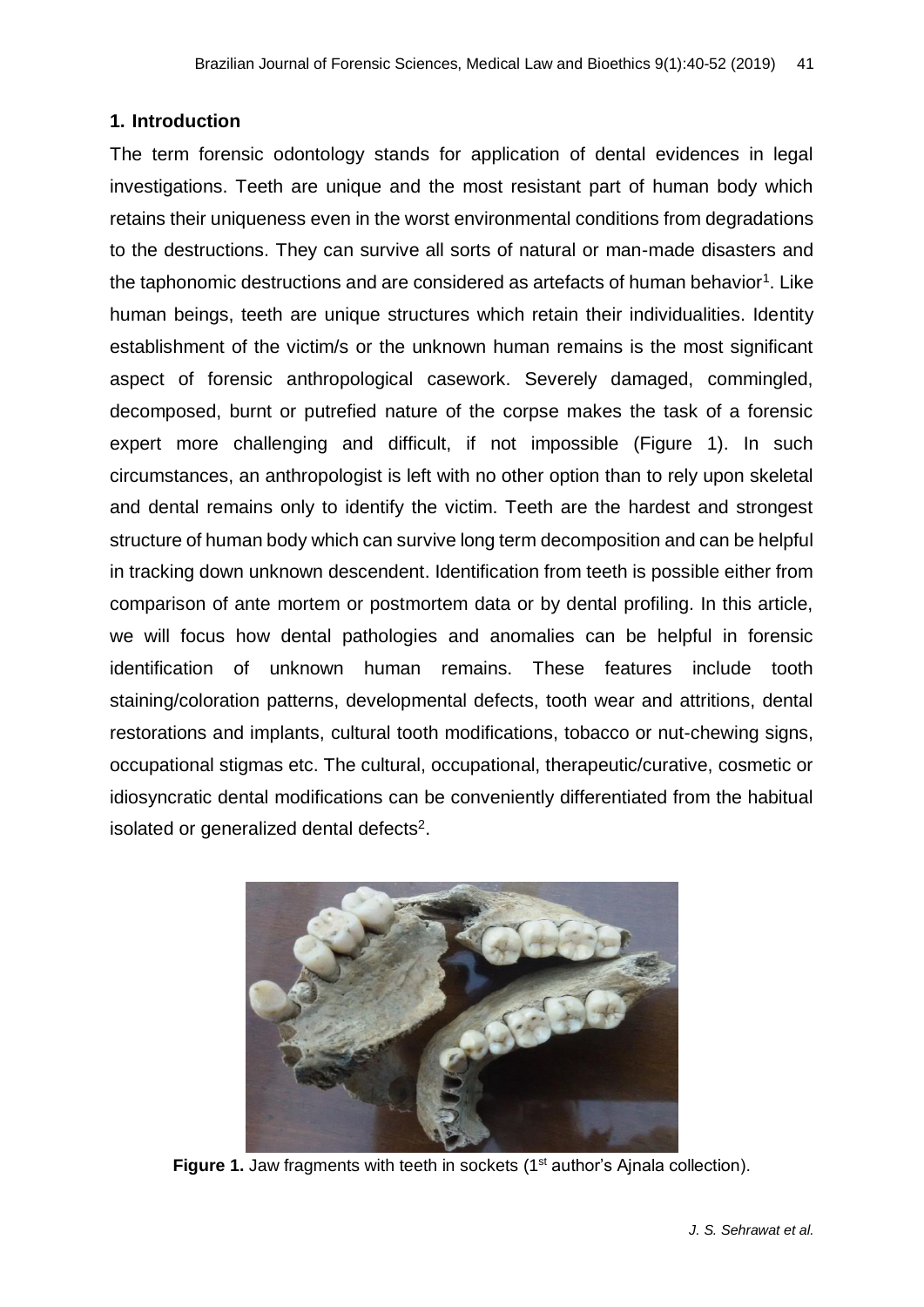## 1. Introduction

The term forensic odontology stands for application of dental evidences in legal investigations. Teeth are unique and the most resistant part of human body which retains their uniqueness even in the worst environmental conditions from degradations to the destructions. They can survive all sorts of natural or man-made disasters and the taphonomic destructions and are considered as artefacts of human behavior[1]. Like human beings, teeth are unique structures which retain their individualities. Identity establishment of the victim/s or the unknown human remains is the most significant aspect of forensic anthropological casework. Severely damaged, commingled, decomposed, burnt or putrefied nature of the corpse makes the task of a forensic expert more challenging and difficult, if not impossible (Figure 1). In such circumstances, an anthropologist is left with no other option than to rely upon skeletal and dental remains only to identify the victim. Teeth are the hardest and strongest structure of human body which can survive long term decomposition and can be helpful in tracking down unknown descendent. Identification from teeth is possible either from comparison of ante mortem or postmortem data or by dental profiling. In this article, we will focus how dental pathologies and anomalies can be helpful in forensic identification of unknown human remains. These features include tooth staining/coloration patterns, developmental defects, tooth wear and attritions, dental restorations and implants, cultural tooth modifications, tobacco or nut-chewing signs, occupational stigmas etc. The cultural, occupational, therapeutic/curative, cosmetic or idiosyncratic dental modifications can be conveniently differentiated from the habitual isolated or generalized dental defects[2].

**Figure 1.** Jaw fragments with teeth in sockets (1st author's Ajnala collection).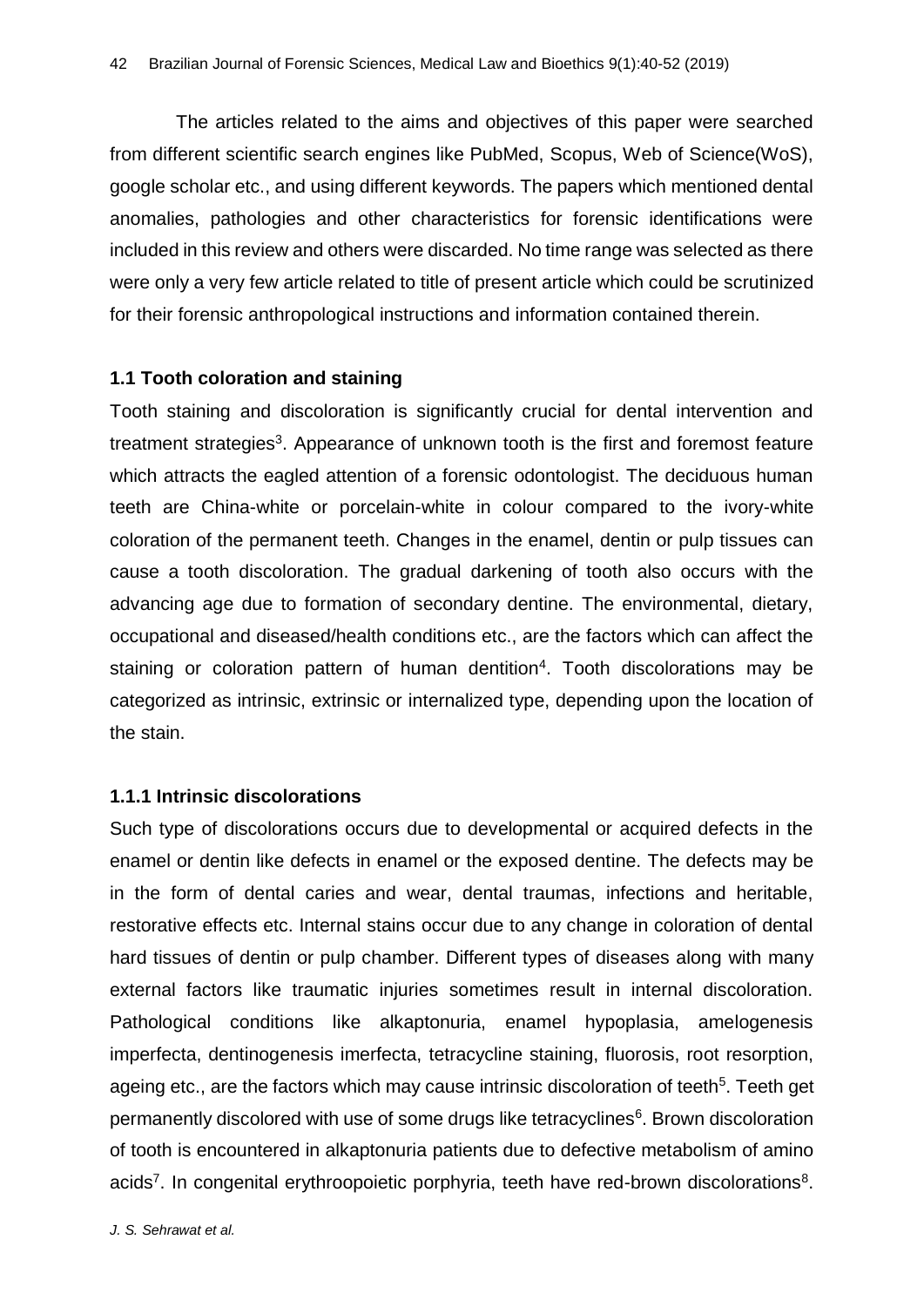The articles related to the aims and objectives of this paper were searched from different scientific search engines like PubMed, Scopus, Web of Science(WoS), google scholar etc., and using different keywords. The papers which mentioned dental anomalies, pathologies and other characteristics for forensic identifications were included in this review and others were discarded. No time range was selected as there were only a very few article related to title of present article which could be scrutinized for their forensic anthropological instructions and information contained therein.

### 1.1 Tooth coloration and staining

Tooth staining and discoloration is significantly crucial for dental intervention and treatment strategies[3]. Appearance of unknown tooth is the first and foremost feature which attracts the eagled attention of a forensic odontologist. The deciduous human teeth are China-white or porcelain-white in colour compared to the ivory-white coloration of the permanent teeth. Changes in the enamel, dentin or pulp tissues can cause a tooth discoloration. The gradual darkening of tooth also occurs with the advancing age due to formation of secondary dentine. The environmental, dietary, occupational and diseased/health conditions etc., are the factors which can affect the staining or coloration pattern of human dentition[4]. Tooth discolorations may be categorized as intrinsic, extrinsic or internalized type, depending upon the location of the stain.

#### 1.1.1 Intrinsic discolorations

Such type of discolorations occurs due to developmental or acquired defects in the enamel or dentin like defects in enamel or the exposed dentine. The defects may be in the form of dental caries and wear, dental traumas, infections and heritable, restorative effects etc. Internal stains occur due to any change in coloration of dental hard tissues of dentin or pulp chamber. Different types of diseases along with many external factors like traumatic injuries sometimes result in internal discoloration. Pathological conditions like alkaptonuria, enamel hypoplasia, amelogenesis imperfecta, dentinogenesis imerfecta, tetracycline staining, fluorosis, root resorption, ageing etc., are the factors which may cause intrinsic discoloration of teeth[5]. Teeth get permanently discolored with use of some drugs like tetracyclines[6]. Brown discoloration of tooth is encountered in alkaptonuria patients due to defective metabolism of amino acids[7]. In congenital erythroopoietic porphyria, teeth have red-brown discolorations[8].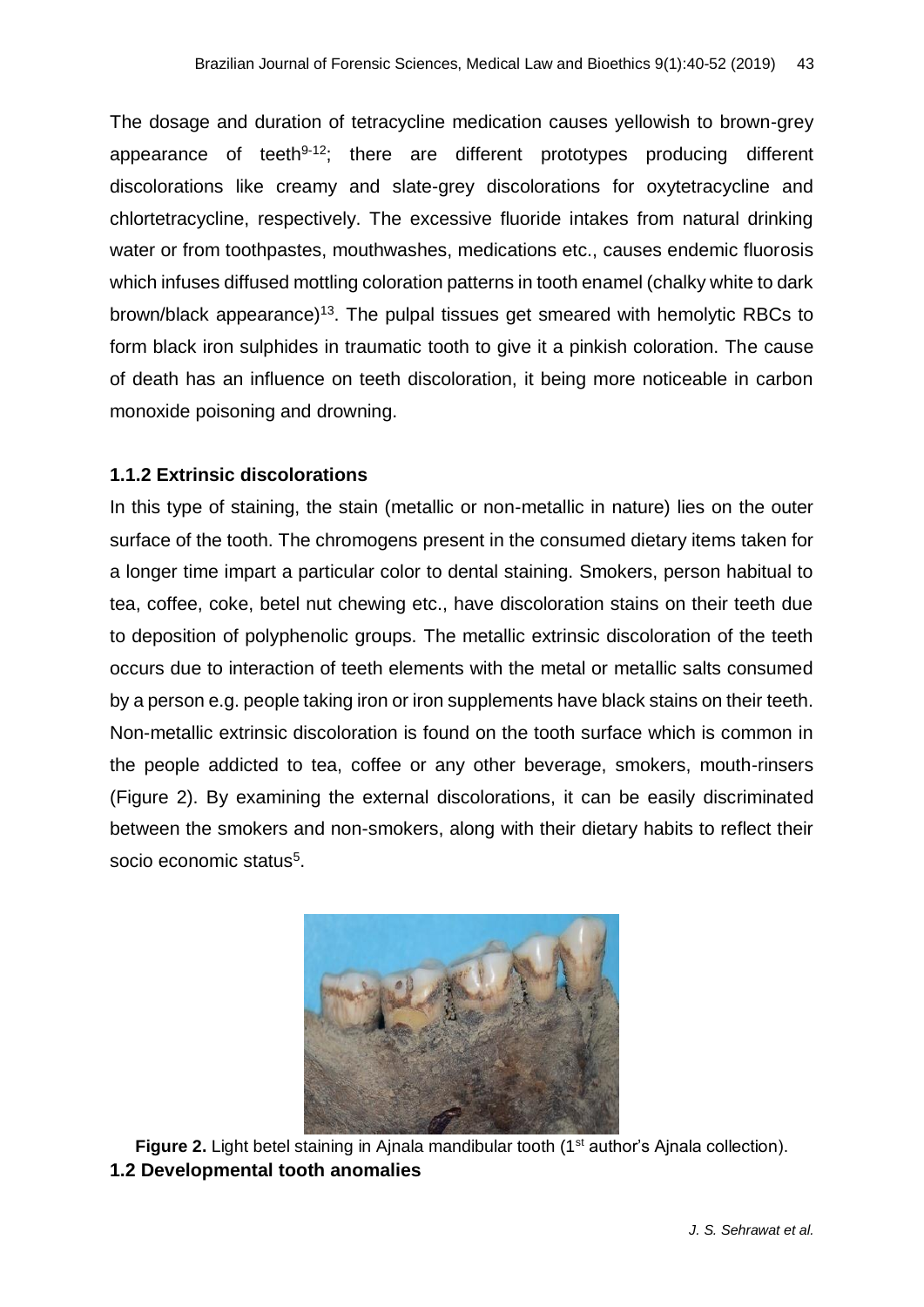The dosage and duration of tetracycline medication causes yellowish to brown-grey appearance of teeth[9-12]; there are different prototypes producing different discolorations like creamy and slate-grey discolorations for oxytetracycline and chlortetracycline, respectively. The excessive fluoride intakes from natural drinking water or from toothpastes, mouthwashes, medications etc., causes endemic fluorosis which infuses diffused mottling coloration patterns in tooth enamel (chalky white to dark brown/black appearance)[13]. The pulpal tissues get smeared with hemolytic RBCs to form black iron sulphides in traumatic tooth to give it a pinkish coloration. The cause of death has an influence on teeth discoloration, it being more noticeable in carbon monoxide poisoning and drowning.

### 1.1.2 Extrinsic discolorations

In this type of staining, the stain (metallic or non-metallic in nature) lies on the outer surface of the tooth. The chromogens present in the consumed dietary items taken for a longer time impart a particular color to dental staining. Smokers, person habitual to tea, coffee, coke, betel nut chewing etc., have discoloration stains on their teeth due to deposition of polyphenolic groups. The metallic extrinsic discoloration of the teeth occurs due to interaction of teeth elements with the metal or metallic salts consumed by a person e.g. people taking iron or iron supplements have black stains on their teeth. Non-metallic extrinsic discoloration is found on the tooth surface which is common in the people addicted to tea, coffee or any other beverage, smokers, mouth-rinsers (Figure 2). By examining the external discolorations, it can be easily discriminated between the smokers and non-smokers, along with their dietary habits to reflect their socio economic status[5].

**Figure 2.** Light betel staining in Ajnala mandibular tooth (1st author's Ajnala collection).

### 1.2 Developmental tooth anomalies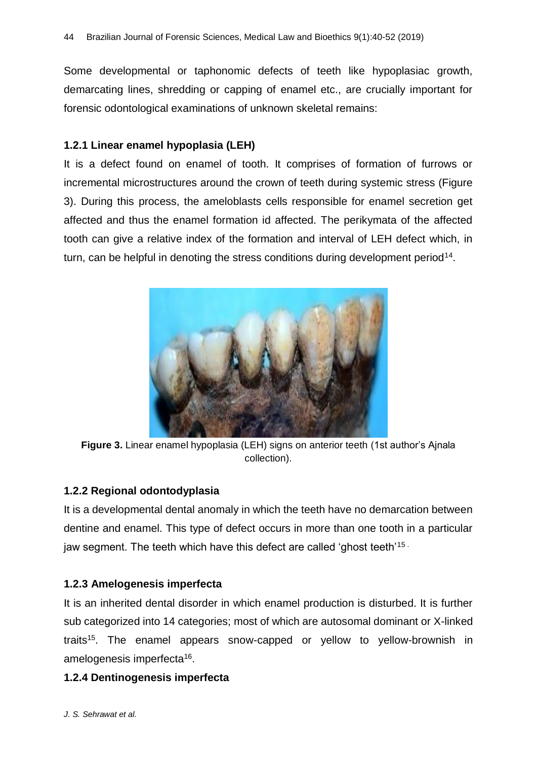Some developmental or taphonomic defects of teeth like hypoplasiac growth, demarcating lines, shredding or capping of enamel etc., are crucially important for forensic odontological examinations of unknown skeletal remains:

### 1.2.1 Linear enamel hypoplasia (LEH)

It is a defect found on enamel of tooth. It comprises of formation of furrows or incremental microstructures around the crown of teeth during systemic stress (Figure 3). During this process, the ameloblasts cells responsible for enamel secretion get affected and thus the enamel formation id affected. The perikymata of the affected tooth can give a relative index of the formation and interval of LEH defect which, in turn, can be helpful in denoting the stress conditions during development period[14].

**Figure 3.** Linear enamel hypoplasia (LEH) signs on anterior teeth (1st author's Ajnala collection).

### 1.2.2 Regional odontodyplasia

It is a developmental dental anomaly in which the teeth have no demarcation between dentine and enamel. This type of defect occurs in more than one tooth in a particular jaw segment. The teeth which have this defect are called 'ghost teeth'[15].

### 1.2.3 Amelogenesis imperfecta

It is an inherited dental disorder in which enamel production is disturbed. It is further sub categorized into 14 categories; most of which are autosomal dominant or X-linked traits[15]. The enamel appears snow-capped or yellow to yellow-brownish in amelogenesis imperfecta[16].

### 1.2.4 Dentinogenesis imperfecta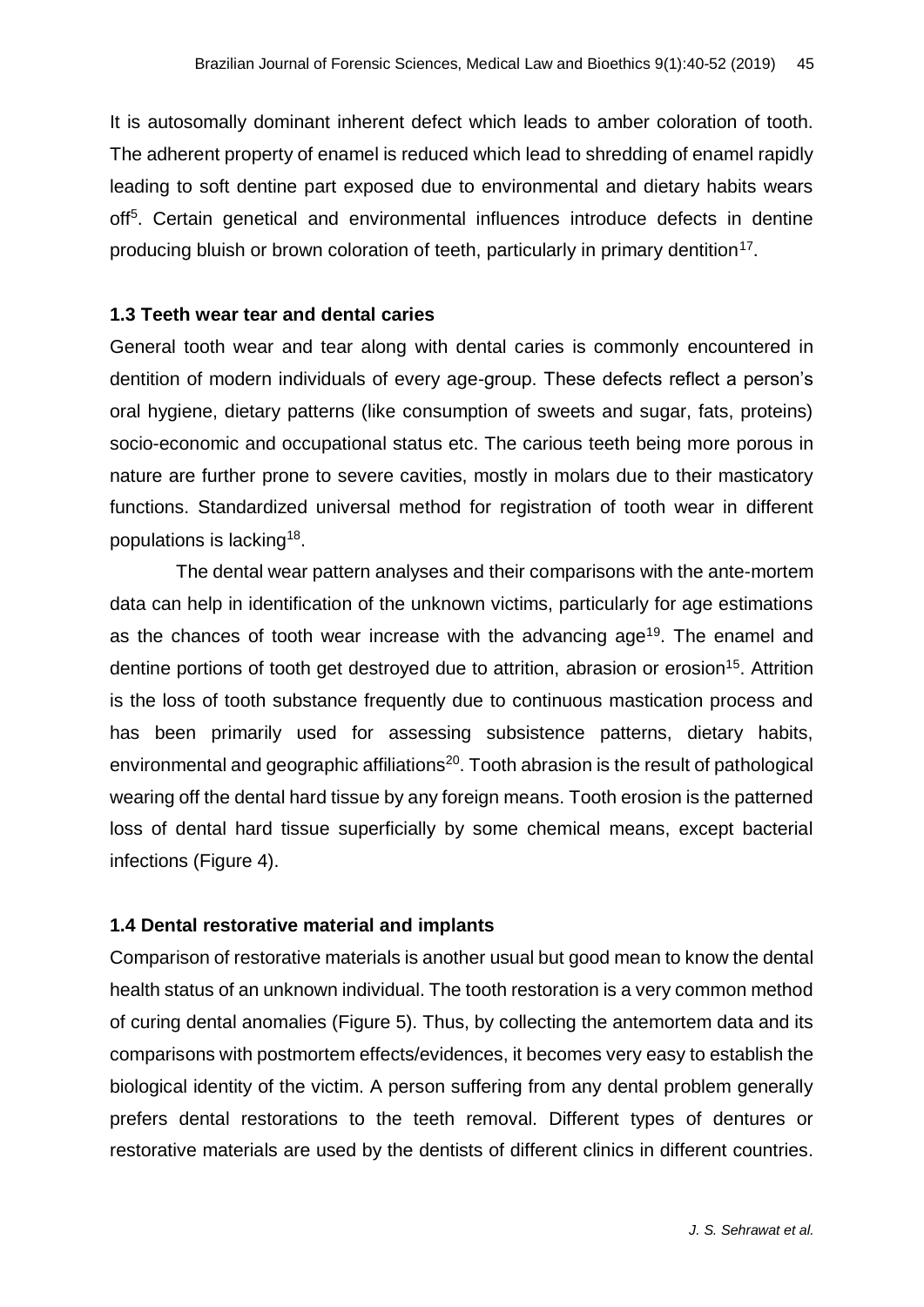It is autosomally dominant inherent defect which leads to amber coloration of tooth. The adherent property of enamel is reduced which lead to shredding of enamel rapidly leading to soft dentine part exposed due to environmental and dietary habits wears off[5]. Certain genetical and environmental influences introduce defects in dentine producing bluish or brown coloration of teeth, particularly in primary dentition[17].

### 1.3 Teeth wear tear and dental caries

General tooth wear and tear along with dental caries is commonly encountered in dentition of modern individuals of every age-group. These defects reflect a person's oral hygiene, dietary patterns (like consumption of sweets and sugar, fats, proteins) socio-economic and occupational status etc. The carious teeth being more porous in nature are further prone to severe cavities, mostly in molars due to their masticatory functions. Standardized universal method for registration of tooth wear in different populations is lacking[18].

The dental wear pattern analyses and their comparisons with the ante-mortem data can help in identification of the unknown victims, particularly for age estimations as the chances of tooth wear increase with the advancing age[19]. The enamel and dentine portions of tooth get destroyed due to attrition, abrasion or erosion[15]. Attrition is the loss of tooth substance frequently due to continuous mastication process and has been primarily used for assessing subsistence patterns, dietary habits, environmental and geographic affiliations[20]. Tooth abrasion is the result of pathological wearing off the dental hard tissue by any foreign means. Tooth erosion is the patterned loss of dental hard tissue superficially by some chemical means, except bacterial infections (Figure 4).

### 1.4 Dental restorative material and implants

Comparison of restorative materials is another usual but good mean to know the dental health status of an unknown individual. The tooth restoration is a very common method of curing dental anomalies (Figure 5). Thus, by collecting the antemortem data and its comparisons with postmortem effects/evidences, it becomes very easy to establish the biological identity of the victim. A person suffering from any dental problem generally prefers dental restorations to the teeth removal. Different types of dentures or restorative materials are used by the dentists of different clinics in different countries.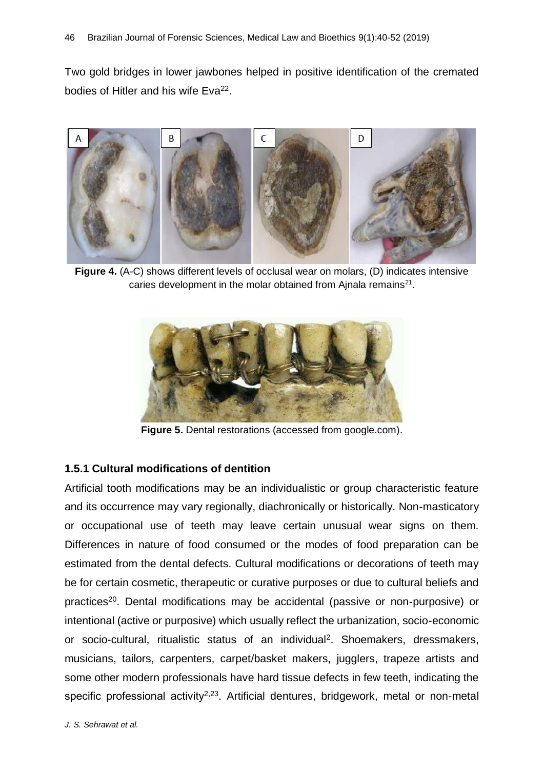Two gold bridges in lower jawbones helped in positive identification of the cremated bodies of Hitler and his wife Eva[22].

**Figure 4.** (A-C) shows different levels of occlusal wear on molars, (D) indicates intensive caries development in the molar obtained from Ajnala remains[21].

**Figure 5.** Dental restorations (accessed from google.com).

### 1.5.1 Cultural modifications of dentition

Artificial tooth modifications may be an individualistic or group characteristic feature and its occurrence may vary regionally, diachronically or historically. Non-masticatory or occupational use of teeth may leave certain unusual wear signs on them. Differences in nature of food consumed or the modes of food preparation can be estimated from the dental defects. Cultural modifications or decorations of teeth may be for certain cosmetic, therapeutic or curative purposes or due to cultural beliefs and practices[20]. Dental modifications may be accidental (passive or non-purposive) or intentional (active or purposive) which usually reflect the urbanization, socio-economic or socio-cultural, ritualistic status of an individual[2]. Shoemakers, dressmakers, musicians, tailors, carpenters, carpet/basket makers, jugglers, trapeze artists and some other modern professionals have hard tissue defects in few teeth, indicating the specific professional activity[2,23]. Artificial dentures, bridgework, metal or non-metal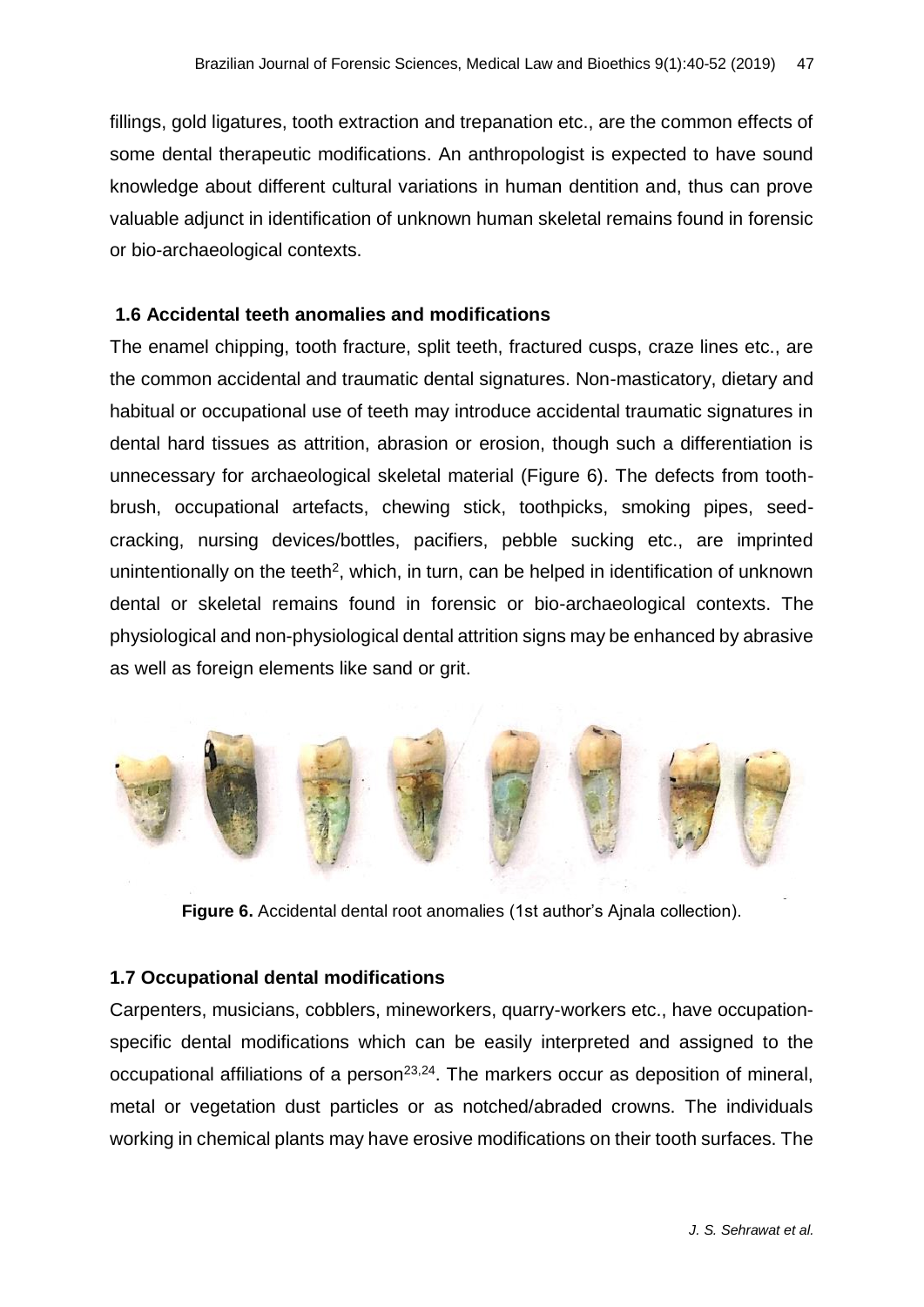fillings, gold ligatures, tooth extraction and trepanation etc., are the common effects of some dental therapeutic modifications. An anthropologist is expected to have sound knowledge about different cultural variations in human dentition and, thus can prove valuable adjunct in identification of unknown human skeletal remains found in forensic or bio-archaeological contexts.

### 1.6 Accidental teeth anomalies and modifications

The enamel chipping, tooth fracture, split teeth, fractured cusps, craze lines etc., are the common accidental and traumatic dental signatures. Non-masticatory, dietary and habitual or occupational use of teeth may introduce accidental traumatic signatures in dental hard tissues as attrition, abrasion or erosion, though such a differentiation is unnecessary for archaeological skeletal material (Figure 6). The defects from tooth-brush, occupational artefacts, chewing stick, toothpicks, smoking pipes, seed-cracking, nursing devices/bottles, pacifiers, pebble sucking etc., are imprinted unintentionally on the teeth[2], which, in turn, can be helped in identification of unknown dental or skeletal remains found in forensic or bio-archaeological contexts. The physiological and non-physiological dental attrition signs may be enhanced by abrasive as well as foreign elements like sand or grit.

**Figure 6.** Accidental dental root anomalies (1st author's Ajnala collection).

### 1.7 Occupational dental modifications

Carpenters, musicians, cobblers, mineworkers, quarry-workers etc., have occupation-specific dental modifications which can be easily interpreted and assigned to the occupational affiliations of a person[23,24]. The markers occur as deposition of mineral, metal or vegetation dust particles or as notched/abraded crowns. The individuals working in chemical plants may have erosive modifications on their tooth surfaces. The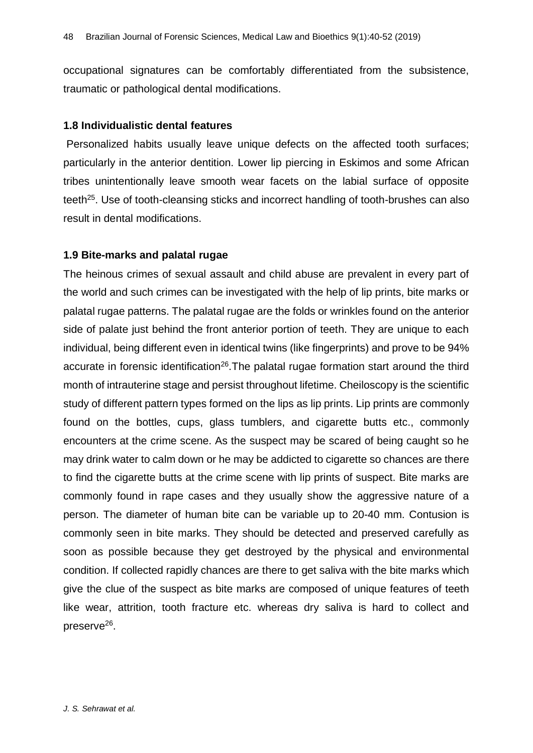occupational signatures can be comfortably differentiated from the subsistence, traumatic or pathological dental modifications.

### 1.8 Individualistic dental features

Personalized habits usually leave unique defects on the affected tooth surfaces; particularly in the anterior dentition. Lower lip piercing in Eskimos and some African tribes unintentionally leave smooth wear facets on the labial surface of opposite teeth[25]. Use of tooth-cleansing sticks and incorrect handling of tooth-brushes can also result in dental modifications.

### 1.9 Bite-marks and palatal rugae

The heinous crimes of sexual assault and child abuse are prevalent in every part of the world and such crimes can be investigated with the help of lip prints, bite marks or palatal rugae patterns. The palatal rugae are the folds or wrinkles found on the anterior side of palate just behind the front anterior portion of teeth. They are unique to each individual, being different even in identical twins (like fingerprints) and prove to be 94% accurate in forensic identification[26].The palatal rugae formation start around the third month of intrauterine stage and persist throughout lifetime. Cheiloscopy is the scientific study of different pattern types formed on the lips as lip prints. Lip prints are commonly found on the bottles, cups, glass tumblers, and cigarette butts etc., commonly encounters at the crime scene. As the suspect may be scared of being caught so he may drink water to calm down or he may be addicted to cigarette so chances are there to find the cigarette butts at the crime scene with lip prints of suspect. Bite marks are commonly found in rape cases and they usually show the aggressive nature of a person. The diameter of human bite can be variable up to 20-40 mm. Contusion is commonly seen in bite marks. They should be detected and preserved carefully as soon as possible because they get destroyed by the physical and environmental condition. If collected rapidly chances are there to get saliva with the bite marks which give the clue of the suspect as bite marks are composed of unique features of teeth like wear, attrition, tooth fracture etc. whereas dry saliva is hard to collect and preserve[26].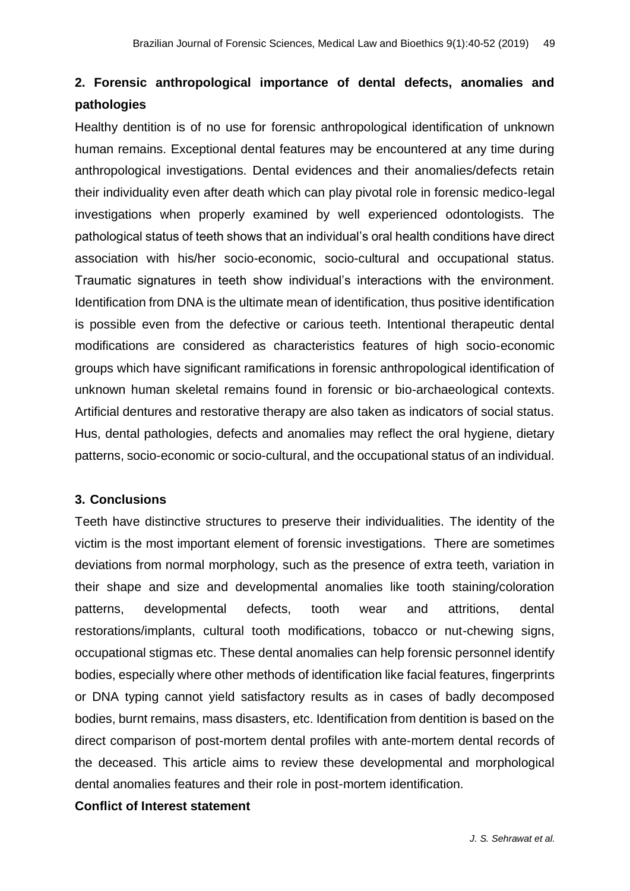## 2. Forensic anthropological importance of dental defects, anomalies and pathologies

Healthy dentition is of no use for forensic anthropological identification of unknown human remains. Exceptional dental features may be encountered at any time during anthropological investigations. Dental evidences and their anomalies/defects retain their individuality even after death which can play pivotal role in forensic medico-legal investigations when properly examined by well experienced odontologists. The pathological status of teeth shows that an individual's oral health conditions have direct association with his/her socio-economic, socio-cultural and occupational status. Traumatic signatures in teeth show individual's interactions with the environment. Identification from DNA is the ultimate mean of identification, thus positive identification is possible even from the defective or carious teeth. Intentional therapeutic dental modifications are considered as characteristics features of high socio-economic groups which have significant ramifications in forensic anthropological identification of unknown human skeletal remains found in forensic or bio-archaeological contexts. Artificial dentures and restorative therapy are also taken as indicators of social status. Hus, dental pathologies, defects and anomalies may reflect the oral hygiene, dietary patterns, socio-economic or socio-cultural, and the occupational status of an individual.

## 3. Conclusions

Teeth have distinctive structures to preserve their individualities. The identity of the victim is the most important element of forensic investigations. There are sometimes deviations from normal morphology, such as the presence of extra teeth, variation in their shape and size and developmental anomalies like tooth staining/coloration patterns, developmental defects, tooth wear and attritions, dental restorations/implants, cultural tooth modifications, tobacco or nut-chewing signs, occupational stigmas etc. These dental anomalies can help forensic personnel identify bodies, especially where other methods of identification like facial features, fingerprints or DNA typing cannot yield satisfactory results as in cases of badly decomposed bodies, burnt remains, mass disasters, etc. Identification from dentition is based on the direct comparison of post-mortem dental profiles with ante-mortem dental records of the deceased. This article aims to review these developmental and morphological dental anomalies features and their role in post-mortem identification.

**Conflict of Interest statement**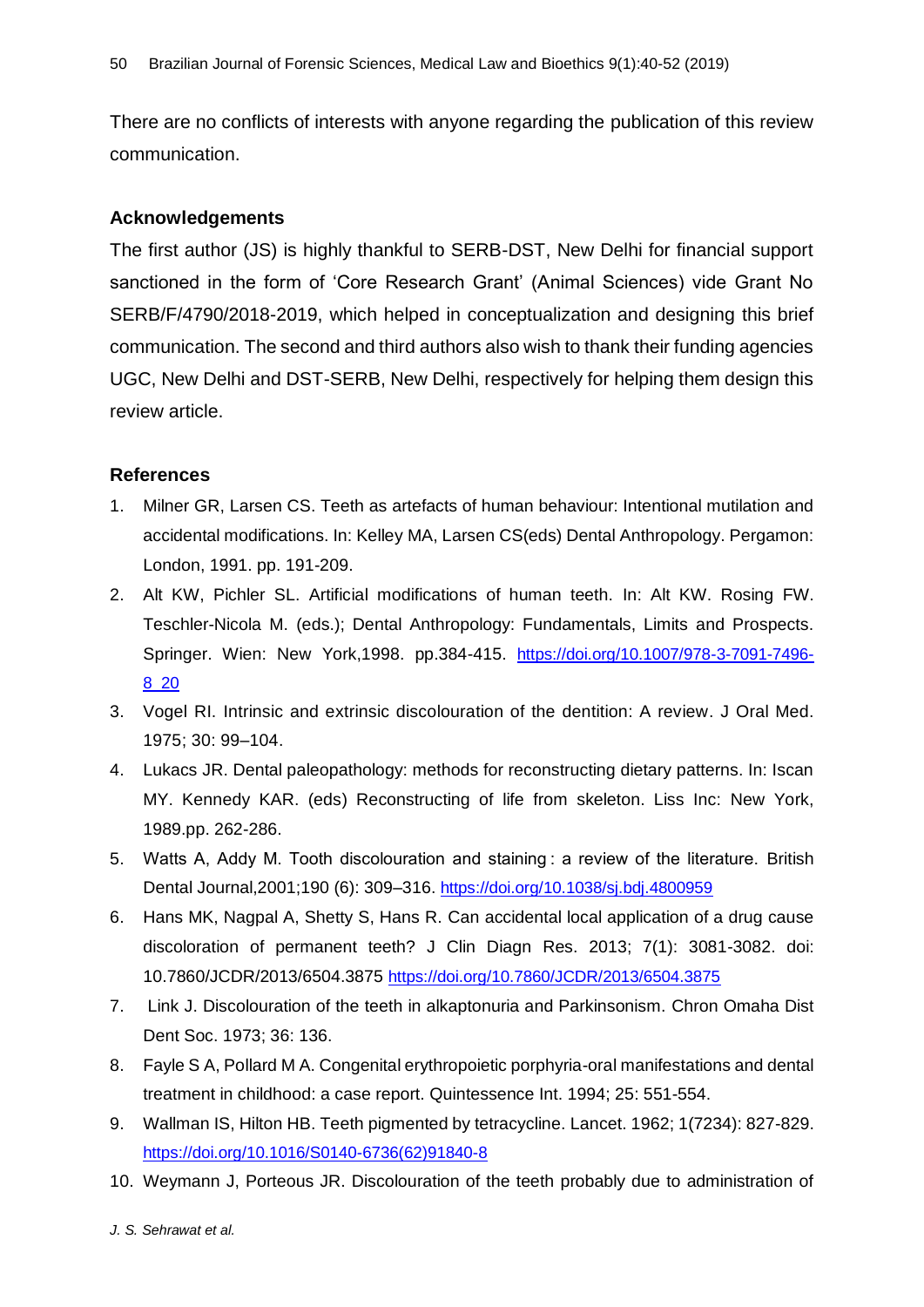There are no conflicts of interests with anyone regarding the publication of this review communication.

## Acknowledgements

The first author (JS) is highly thankful to SERB-DST, New Delhi for financial support sanctioned in the form of 'Core Research Grant' (Animal Sciences) vide Grant No SERB/F/4790/2018-2019, which helped in conceptualization and designing this brief communication. The second and third authors also wish to thank their funding agencies UGC, New Delhi and DST-SERB, New Delhi, respectively for helping them design this review article.

## References

1. Milner GR, Larsen CS. Teeth as artefacts of human behaviour: Intentional mutilation and accidental modifications. In: Kelley MA, Larsen CS(eds) Dental Anthropology. Pergamon: London, 1991. pp. 191-209.
2. Alt KW, Pichler SL. Artificial modifications of human teeth. In: Alt KW. Rosing FW. Teschler-Nicola M. (eds.); Dental Anthropology: Fundamentals, Limits and Prospects. Springer. Wien: New York,1998. pp.384-415. https://doi.org/10.1007/978-3-7091-7496-8_20
3. Vogel RI. Intrinsic and extrinsic discolouration of the dentition: A review. J Oral Med. 1975; 30: 99–104.
4. Lukacs JR. Dental paleopathology: methods for reconstructing dietary patterns. In: Iscan MY. Kennedy KAR. (eds) Reconstructing of life from skeleton. Liss Inc: New York, 1989.pp. 262-286.
5. Watts A, Addy M. Tooth discolouration and staining : a review of the literature. British Dental Journal,2001;190 (6): 309–316. https://doi.org/10.1038/sj.bdj.4800959
6. Hans MK, Nagpal A, Shetty S, Hans R. Can accidental local application of a drug cause discoloration of permanent teeth? J Clin Diagn Res. 2013; 7(1): 3081-3082. doi: 10.7860/JCDR/2013/6504.3875 https://doi.org/10.7860/JCDR/2013/6504.3875
7. Link J. Discolouration of the teeth in alkaptonuria and Parkinsonism. Chron Omaha Dist Dent Soc. 1973; 36: 136.
8. Fayle S A, Pollard M A. Congenital erythropoietic porphyria-oral manifestations and dental treatment in childhood: a case report. Quintessence Int. 1994; 25: 551-554.
9. Wallman IS, Hilton HB. Teeth pigmented by tetracycline. Lancet. 1962; 1(7234): 827-829. https://doi.org/10.1016/S0140-6736(62)91840-8
10. Weymann J, Porteous JR. Discolouration of the teeth probably due to administration of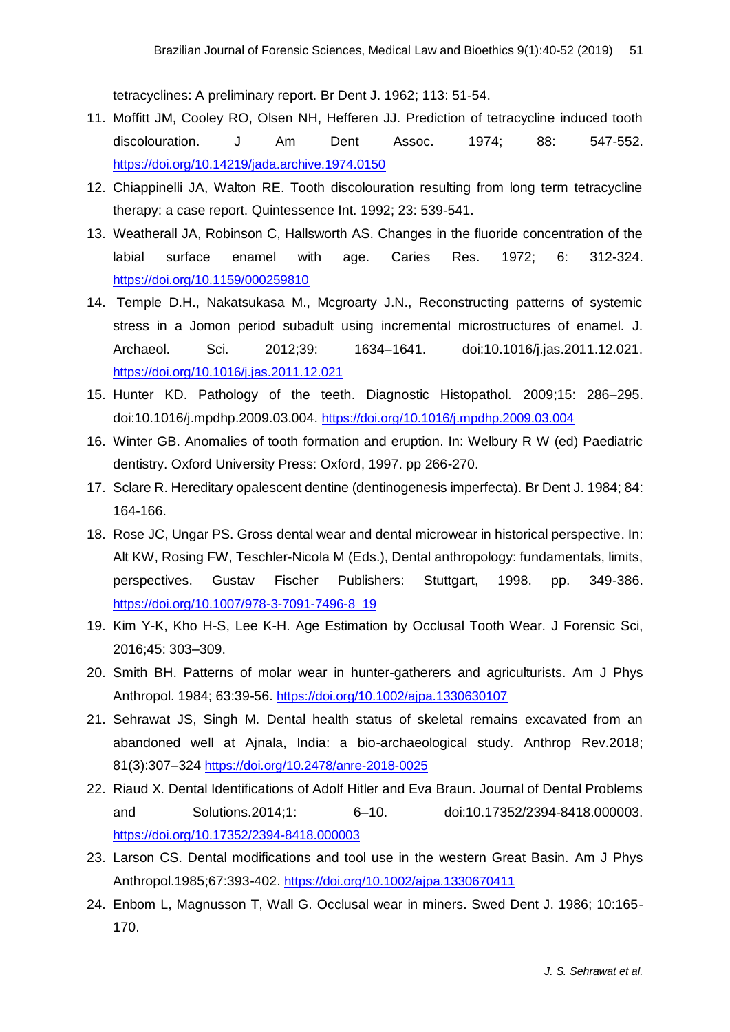tetracyclines: A preliminary report. Br Dent J. 1962; 113: 51-54.

11. Moffitt JM, Cooley RO, Olsen NH, Hefferen JJ. Prediction of tetracycline induced tooth discolouration. J Am Dent Assoc. 1974; 88: 547-552. https://doi.org/10.14219/jada.archive.1974.0150
12. Chiappinelli JA, Walton RE. Tooth discolouration resulting from long term tetracycline therapy: a case report. Quintessence Int. 1992; 23: 539-541.
13. Weatherall JA, Robinson C, Hallsworth AS. Changes in the fluoride concentration of the labial surface enamel with age. Caries Res. 1972; 6: 312-324. https://doi.org/10.1159/000259810
14. Temple D.H., Nakatsukasa M., Mcgroarty J.N., Reconstructing patterns of systemic stress in a Jomon period subadult using incremental microstructures of enamel. J. Archaeol. Sci. 2012;39: 1634–1641. doi:10.1016/j.jas.2011.12.021. https://doi.org/10.1016/j.jas.2011.12.021
15. Hunter KD. Pathology of the teeth. Diagnostic Histopathol. 2009;15: 286–295. doi:10.1016/j.mpdhp.2009.03.004. https://doi.org/10.1016/j.mpdhp.2009.03.004
16. Winter GB. Anomalies of tooth formation and eruption. In: Welbury R W (ed) Paediatric dentistry. Oxford University Press: Oxford, 1997. pp 266-270.
17. Sclare R. Hereditary opalescent dentine (dentinogenesis imperfecta). Br Dent J. 1984; 84: 164-166.
18. Rose JC, Ungar PS. Gross dental wear and dental microwear in historical perspective. In: Alt KW, Rosing FW, Teschler-Nicola M (Eds.), Dental anthropology: fundamentals, limits, perspectives. Gustav Fischer Publishers: Stuttgart, 1998. pp. 349-386. https://doi.org/10.1007/978-3-7091-7496-8_19
19. Kim Y-K, Kho H-S, Lee K-H. Age Estimation by Occlusal Tooth Wear. J Forensic Sci, 2016;45: 303–309.
20. Smith BH. Patterns of molar wear in hunter-gatherers and agriculturists. Am J Phys Anthropol. 1984; 63:39-56. https://doi.org/10.1002/ajpa.1330630107
21. Sehrawat JS, Singh M. Dental health status of skeletal remains excavated from an abandoned well at Ajnala, India: a bio-archaeological study. Anthrop Rev.2018; 81(3):307–324 https://doi.org/10.2478/anre-2018-0025
22. Riaud X. Dental Identifications of Adolf Hitler and Eva Braun. Journal of Dental Problems and Solutions.2014;1: 6–10. doi:10.17352/2394-8418.000003. https://doi.org/10.17352/2394-8418.000003
23. Larson CS. Dental modifications and tool use in the western Great Basin. Am J Phys Anthropol.1985;67:393-402. https://doi.org/10.1002/ajpa.1330670411
24. Enbom L, Magnusson T, Wall G. Occlusal wear in miners. Swed Dent J. 1986; 10:165-170.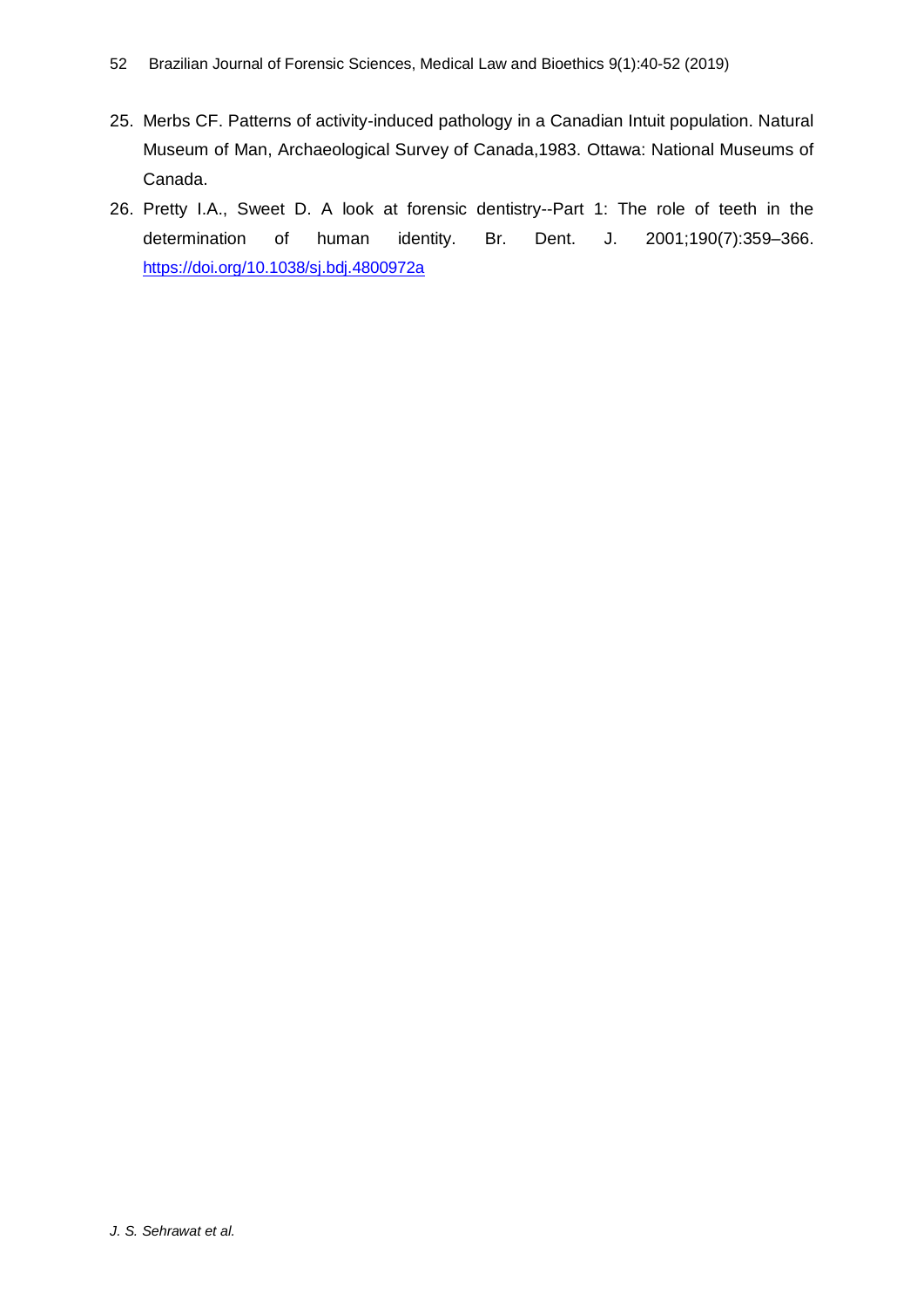25. Merbs CF. Patterns of activity-induced pathology in a Canadian Intuit population. Natural Museum of Man, Archaeological Survey of Canada,1983. Ottawa: National Museums of Canada.
26. Pretty I.A., Sweet D. A look at forensic dentistry--Part 1: The role of teeth in the determination of human identity. Br. Dent. J. 2001;190(7):359–366. https://doi.org/10.1038/sj.bdj.4800972a